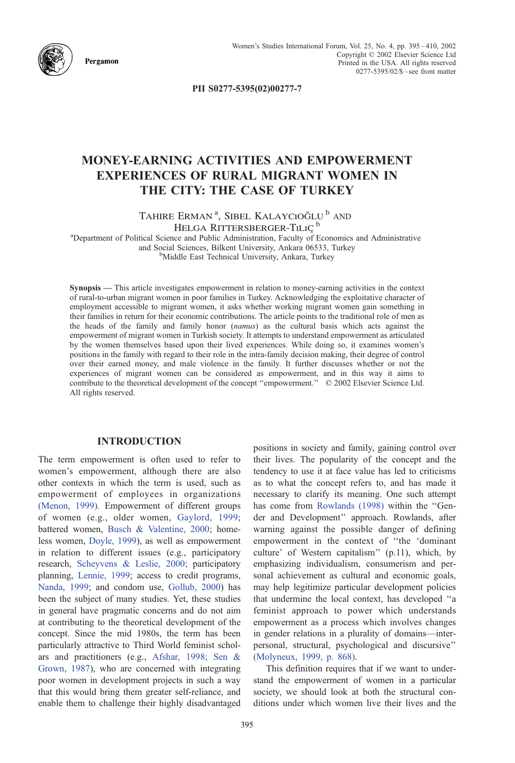PII S0277-5395(02)00277-7

# MONEY-EARNING ACTIVITIES AND EMPOWERMENT EXPERIENCES OF RURAL MIGRANT WOMEN IN THE CITY: THE CASE OF TURKEY

Tahire Erman [a], Sibel Kalaycıoğlu [b] and Helga Rittersberger-Tılıç [b]

[a]Department of Political Science and Public Administration, Faculty of Economics and Administrative and Social Sciences, Bilkent University, Ankara 06533, Turkey

[b]Middle East Technical University, Ankara, Turkey

**Synopsis** — This article investigates empowerment in relation to money-earning activities in the context of rural-to-urban migrant women in poor families in Turkey. Acknowledging the exploitative character of employment accessible to migrant women, it asks whether working migrant women gain something in their families in return for their economic contributions. The article points to the traditional role of men as the heads of the family and family honor (*namus*) as the cultural basis which acts against the empowerment of migrant women in Turkish society. It attempts to understand empowerment as articulated by the women themselves based upon their lived experiences. While doing so, it examines women's positions in the family with regard to their role in the intra-family decision making, their degree of control over their earned money, and male violence in the family. It further discusses whether or not the experiences of migrant women can be considered as empowerment, and in this way it aims to contribute to the theoretical development of the concept "empowerment." © 2002 Elsevier Science Ltd. All rights reserved.

## INTRODUCTION

The term empowerment is often used to refer to women's empowerment, although there are also other contexts in which the term is used, such as empowerment of employees in organizations (Menon, 1999). Empowerment of different groups of women (e.g., older women, Gaylord, 1999; battered women, Busch & Valentine, 2000; homeless women, Doyle, 1999), as well as empowerment in relation to different issues (e.g., participatory research, Scheyvens & Leslie, 2000; participatory planning, Lennie, 1999; access to credit programs, Nanda, 1999; and condom use, Gollub, 2000) has been the subject of many studies. Yet, these studies in general have pragmatic concerns and do not aim at contributing to the theoretical development of the concept. Since the mid 1980s, the term has been particularly attractive to Third World feminist scholars and practitioners (e.g., Afshar, 1998; Sen & Grown, 1987), who are concerned with integrating poor women in development projects in such a way that this would bring them greater self-reliance, and enable them to challenge their highly disadvantaged positions in society and family, gaining control over their lives. The popularity of the concept and the tendency to use it at face value has led to criticisms as to what the concept refers to, and has made it necessary to clarify its meaning. One such attempt has come from Rowlands (1998) within the "Gender and Development" approach. Rowlands, after warning against the possible danger of defining empowerment in the context of "the 'dominant culture' of Western capitalism" (p.11), which, by emphasizing individualism, consumerism and personal achievement as cultural and economic goals, may help legitimize particular development policies that undermine the local context, has developed "a feminist approach to power which understands empowerment as a process which involves changes in gender relations in a plurality of domains—interpersonal, structural, psychological and discursive" (Molyneux, 1999, p. 868).

This definition requires that if we want to understand the empowerment of women in a particular society, we should look at both the structural conditions under which women live their lives and the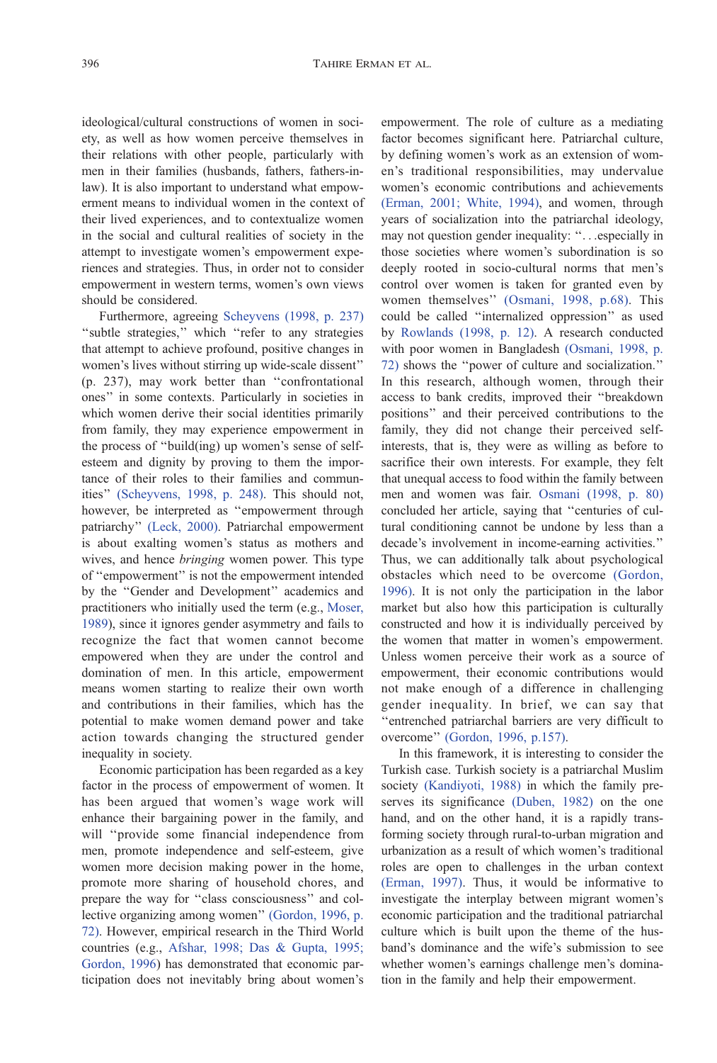ideological/cultural constructions of women in society, as well as how women perceive themselves in their relations with other people, particularly with men in their families (husbands, fathers, fathers-in-law). It is also important to understand what empowerment means to individual women in the context of their lived experiences, and to contextualize women in the social and cultural realities of society in the attempt to investigate women's empowerment experiences and strategies. Thus, in order not to consider empowerment in western terms, women's own views should be considered.

Furthermore, agreeing Scheyvens (1998, p. 237) "subtle strategies," which "refer to any strategies that attempt to achieve profound, positive changes in women's lives without stirring up wide-scale dissent" (p. 237), may work better than "confrontational ones" in some contexts. Particularly in societies in which women derive their social identities primarily from family, they may experience empowerment in the process of "build(ing) up women's sense of self-esteem and dignity by proving to them the importance of their roles to their families and communities" (Scheyvens, 1998, p. 248). This should not, however, be interpreted as "empowerment through patriarchy" (Leck, 2000). Patriarchal empowerment is about exalting women's status as mothers and wives, and hence *bringing* women power. This type of "empowerment" is not the empowerment intended by the "Gender and Development" academics and practitioners who initially used the term (e.g., Moser, 1989), since it ignores gender asymmetry and fails to recognize the fact that women cannot become empowered when they are under the control and domination of men. In this article, empowerment means women starting to realize their own worth and contributions in their families, which has the potential to make women demand power and take action towards changing the structured gender inequality in society.

Economic participation has been regarded as a key factor in the process of empowerment of women. It has been argued that women's wage work will enhance their bargaining power in the family, and will "provide some financial independence from men, promote independence and self-esteem, give women more decision making power in the home, promote more sharing of household chores, and prepare the way for "class consciousness" and collective organizing among women" (Gordon, 1996, p. 72). However, empirical research in the Third World countries (e.g., Afshar, 1998; Das & Gupta, 1995; Gordon, 1996) has demonstrated that economic participation does not inevitably bring about women's empowerment. The role of culture as a mediating factor becomes significant here. Patriarchal culture, by defining women's work as an extension of women's traditional responsibilities, may undervalue women's economic contributions and achievements (Erman, 2001; White, 1994), and women, through years of socialization into the patriarchal ideology, may not question gender inequality: "...especially in those societies where women's subordination is so deeply rooted in socio-cultural norms that men's control over women is taken for granted even by women themselves" (Osmani, 1998, p.68). This could be called "internalized oppression" as used by Rowlands (1998, p. 12). A research conducted with poor women in Bangladesh (Osmani, 1998, p. 72) shows the "power of culture and socialization." In this research, although women, through their access to bank credits, improved their "breakdown positions" and their perceived contributions to the family, they did not change their perceived self-interests, that is, they were as willing as before to sacrifice their own interests. For example, they felt that unequal access to food within the family between men and women was fair. Osmani (1998, p. 80) concluded her article, saying that "centuries of cultural conditioning cannot be undone by less than a decade's involvement in income-earning activities." Thus, we can additionally talk about psychological obstacles which need to be overcome (Gordon, 1996). It is not only the participation in the labor market but also how this participation is culturally constructed and how it is individually perceived by the women that matter in women's empowerment. Unless women perceive their work as a source of empowerment, their economic contributions would not make enough of a difference in challenging gender inequality. In brief, we can say that "entrenched patriarchal barriers are very difficult to overcome" (Gordon, 1996, p.157).

In this framework, it is interesting to consider the Turkish case. Turkish society is a patriarchal Muslim society (Kandiyoti, 1988) in which the family preserves its significance (Duben, 1982) on the one hand, and on the other hand, it is a rapidly transforming society through rural-to-urban migration and urbanization as a result of which women's traditional roles are open to challenges in the urban context (Erman, 1997). Thus, it would be informative to investigate the interplay between migrant women's economic participation and the traditional patriarchal culture which is built upon the theme of the husband's dominance and the wife's submission to see whether women's earnings challenge men's domination in the family and help their empowerment.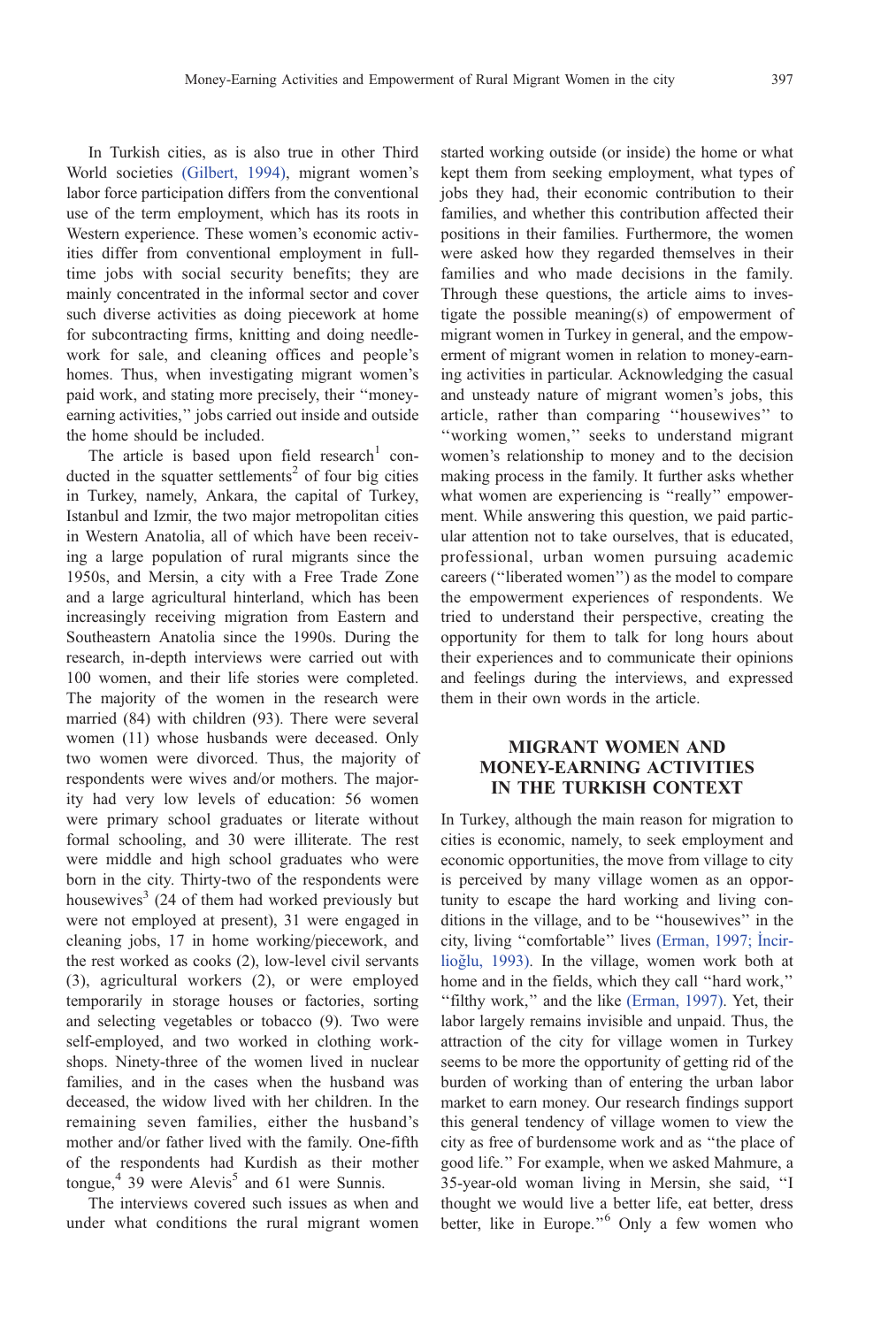In Turkish cities, as is also true in other Third World societies (Gilbert, 1994), migrant women's labor force participation differs from the conventional use of the term employment, which has its roots in Western experience. These women's economic activities differ from conventional employment in full-time jobs with social security benefits; they are mainly concentrated in the informal sector and cover such diverse activities as doing piecework at home for subcontracting firms, knitting and doing needlework for sale, and cleaning offices and people's homes. Thus, when investigating migrant women's paid work, and stating more precisely, their ''money-earning activities,'' jobs carried out inside and outside the home should be included.

The article is based upon field research[1] conducted in the squatter settlements[2] of four big cities in Turkey, namely, Ankara, the capital of Turkey, Istanbul and Izmir, the two major metropolitan cities in Western Anatolia, all of which have been receiving a large population of rural migrants since the 1950s, and Mersin, a city with a Free Trade Zone and a large agricultural hinterland, which has been increasingly receiving migration from Eastern and Southeastern Anatolia since the 1990s. During the research, in-depth interviews were carried out with 100 women, and their life stories were completed. The majority of the women in the research were married (84) with children (93). There were several women (11) whose husbands were deceased. Only two women were divorced. Thus, the majority of respondents were wives and/or mothers. The majority had very low levels of education: 56 women were primary school graduates or literate without formal schooling, and 30 were illiterate. The rest were middle and high school graduates who were born in the city. Thirty-two of the respondents were housewives[3] (24 of them had worked previously but were not employed at present), 31 were engaged in cleaning jobs, 17 in home working/piecework, and the rest worked as cooks (2), low-level civil servants (3), agricultural workers (2), or were employed temporarily in storage houses or factories, sorting and selecting vegetables or tobacco (9). Two were self-employed, and two worked in clothing workshops. Ninety-three of the women lived in nuclear families, and in the cases when the husband was deceased, the widow lived with her children. In the remaining seven families, either the husband's mother and/or father lived with the family. One-fifth of the respondents had Kurdish as their mother tongue,[4] 39 were Alevis[5] and 61 were Sunnis.

The interviews covered such issues as when and under what conditions the rural migrant women started working outside (or inside) the home or what kept them from seeking employment, what types of jobs they had, their economic contribution to their families, and whether this contribution affected their positions in their families. Furthermore, the women were asked how they regarded themselves in their families and who made decisions in the family. Through these questions, the article aims to investigate the possible meaning(s) of empowerment of migrant women in Turkey in general, and the empowerment of migrant women in relation to money-earning activities in particular. Acknowledging the casual and unsteady nature of migrant women's jobs, this article, rather than comparing ''housewives'' to ''working women,'' seeks to understand migrant women's relationship to money and to the decision making process in the family. It further asks whether what women are experiencing is ''really'' empowerment. While answering this question, we paid particular attention not to take ourselves, that is educated, professional, urban women pursuing academic careers (''liberated women'') as the model to compare the empowerment experiences of respondents. We tried to understand their perspective, creating the opportunity for them to talk for long hours about their experiences and to communicate their opinions and feelings during the interviews, and expressed them in their own words in the article.

## MIGRANT WOMEN AND MONEY-EARNING ACTIVITIES IN THE TURKISH CONTEXT

In Turkey, although the main reason for migration to cities is economic, namely, to seek employment and economic opportunities, the move from village to city is perceived by many village women as an opportunity to escape the hard working and living conditions in the village, and to be ''housewives'' in the city, living ''comfortable'' lives (Erman, 1997; İncirlioğlu, 1993). In the village, women work both at home and in the fields, which they call ''hard work,'' ''filthy work,'' and the like (Erman, 1997). Yet, their labor largely remains invisible and unpaid. Thus, the attraction of the city for village women in Turkey seems to be more the opportunity of getting rid of the burden of working than of entering the urban labor market to earn money. Our research findings support this general tendency of village women to view the city as free of burdensome work and as ''the place of good life.'' For example, when we asked Mahmure, a 35-year-old woman living in Mersin, she said, ''I thought we would live a better life, eat better, dress better, like in Europe.''[6] Only a few women who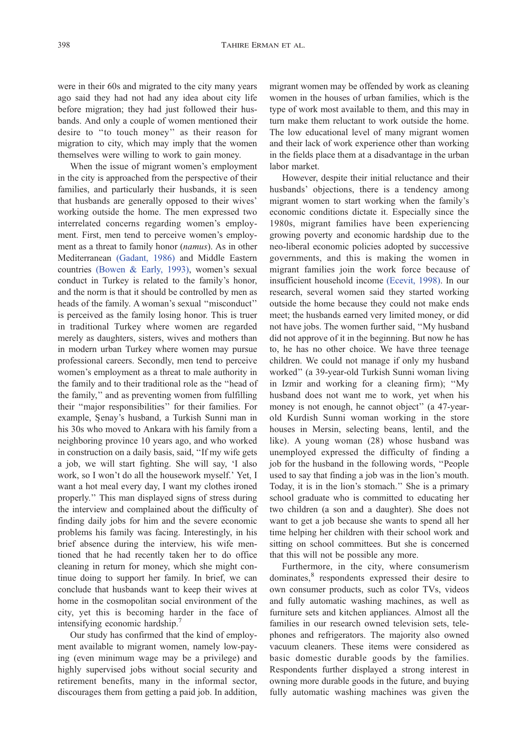were in their 60s and migrated to the city many years ago said they had not had any idea about city life before migration; they had just followed their husbands. And only a couple of women mentioned their desire to ''to touch money'' as their reason for migration to city, which may imply that the women themselves were willing to work to gain money.

When the issue of migrant women's employment in the city is approached from the perspective of their families, and particularly their husbands, it is seen that husbands are generally opposed to their wives' working outside the home. The men expressed two interrelated concerns regarding women's employment. First, men tend to perceive women's employment as a threat to family honor (*namus*). As in other Mediterranean (Gadant, 1986) and Middle Eastern countries (Bowen & Early, 1993), women's sexual conduct in Turkey is related to the family's honor, and the norm is that it should be controlled by men as heads of the family. A woman's sexual ''misconduct'' is perceived as the family losing honor. This is truer in traditional Turkey where women are regarded merely as daughters, sisters, wives and mothers than in modern urban Turkey where women may pursue professional careers. Secondly, men tend to perceive women's employment as a threat to male authority in the family and to their traditional role as the ''head of the family,'' and as preventing women from fulfilling their ''major responsibilities'' for their families. For example, Şenay's husband, a Turkish Sunni man in his 30s who moved to Ankara with his family from a neighboring province 10 years ago, and who worked in construction on a daily basis, said, ''If my wife gets a job, we will start fighting. She will say, 'I also work, so I won't do all the housework myself.' Yet, I want a hot meal every day, I want my clothes ironed properly.'' This man displayed signs of stress during the interview and complained about the difficulty of finding daily jobs for him and the severe economic problems his family was facing. Interestingly, in his brief absence during the interview, his wife mentioned that he had recently taken her to do office cleaning in return for money, which she might continue doing to support her family. In brief, we can conclude that husbands want to keep their wives at home in the cosmopolitan social environment of the city, yet this is becoming harder in the face of intensifying economic hardship.[7]

Our study has confirmed that the kind of employment available to migrant women, namely low-paying (even minimum wage may be a privilege) and highly supervised jobs without social security and retirement benefits, many in the informal sector, discourages them from getting a paid job. In addition, migrant women may be offended by work as cleaning women in the houses of urban families, which is the type of work most available to them, and this may in turn make them reluctant to work outside the home. The low educational level of many migrant women and their lack of work experience other than working in the fields place them at a disadvantage in the urban labor market.

However, despite their initial reluctance and their husbands' objections, there is a tendency among migrant women to start working when the family's economic conditions dictate it. Especially since the 1980s, migrant families have been experiencing growing poverty and economic hardship due to the neo-liberal economic policies adopted by successive governments, and this is making the women in migrant families join the work force because of insufficient household income (Ecevit, 1998). In our research, several women said they started working outside the home because they could not make ends meet; the husbands earned very limited money, or did not have jobs. The women further said, ''My husband did not approve of it in the beginning. But now he has to, he has no other choice. We have three teenage children. We could not manage if only my husband worked'' (a 39-year-old Turkish Sunni woman living in Izmir and working for a cleaning firm); ''My husband does not want me to work, yet when his money is not enough, he cannot object'' (a 47-year-old Kurdish Sunni woman working in the store houses in Mersin, selecting beans, lentil, and the like). A young woman (28) whose husband was unemployed expressed the difficulty of finding a job for the husband in the following words, ''People used to say that finding a job was in the lion's mouth. Today, it is in the lion's stomach.'' She is a primary school graduate who is committed to educating her two children (a son and a daughter). She does not want to get a job because she wants to spend all her time helping her children with their school work and sitting on school committees. But she is concerned that this will not be possible any more.

Furthermore, in the city, where consumerism dominates,[8] respondents expressed their desire to own consumer products, such as color TVs, videos and fully automatic washing machines, as well as furniture sets and kitchen appliances. Almost all the families in our research owned television sets, telephones and refrigerators. The majority also owned vacuum cleaners. These items were considered as basic domestic durable goods by the families. Respondents further displayed a strong interest in owning more durable goods in the future, and buying fully automatic washing machines was given the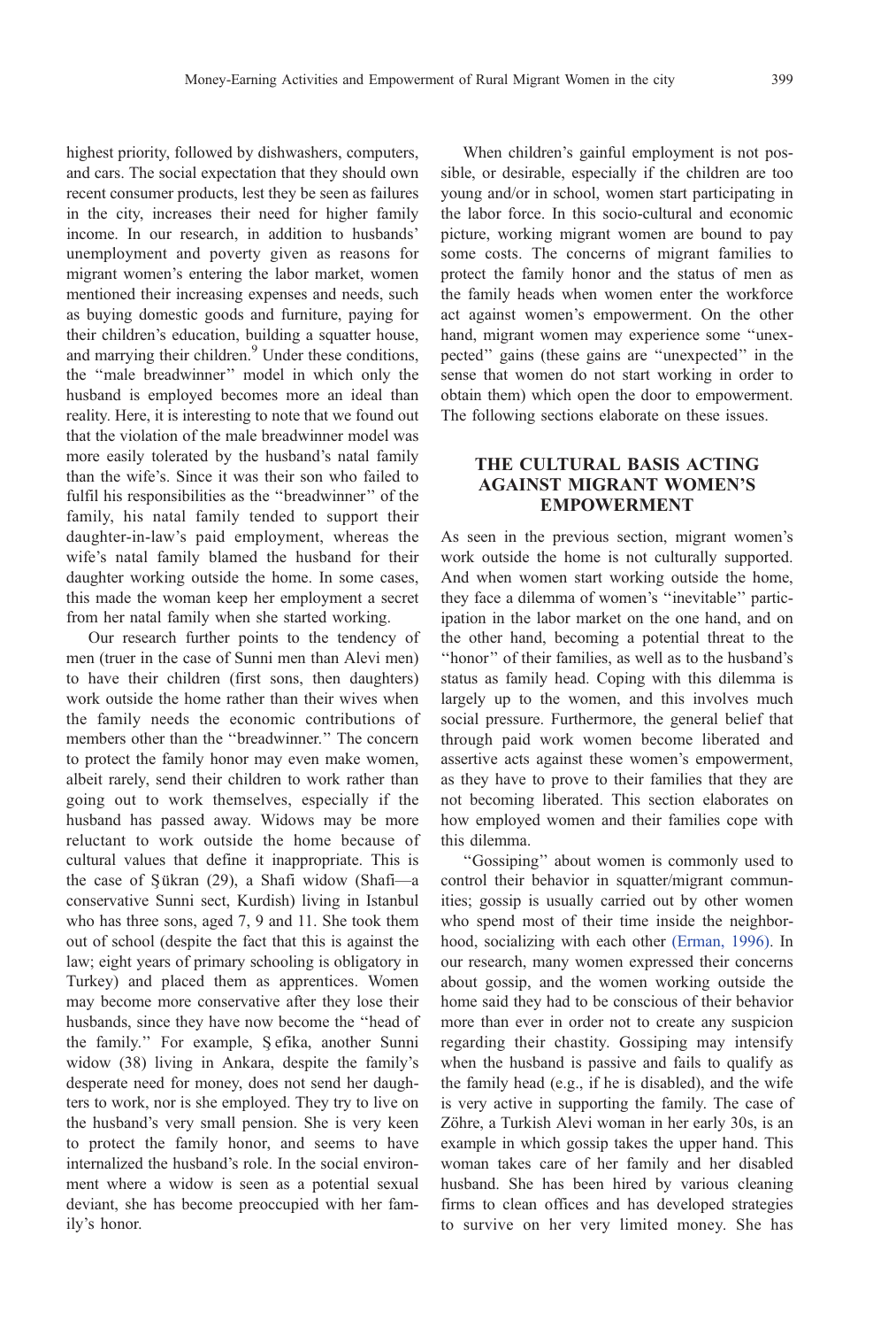highest priority, followed by dishwashers, computers, and cars. The social expectation that they should own recent consumer products, lest they be seen as failures in the city, increases their need for higher family income. In our research, in addition to husbands' unemployment and poverty given as reasons for migrant women's entering the labor market, women mentioned their increasing expenses and needs, such as buying domestic goods and furniture, paying for their children's education, building a squatter house, and marrying their children.[9] Under these conditions, the ''male breadwinner'' model in which only the husband is employed becomes more an ideal than reality. Here, it is interesting to note that we found out that the violation of the male breadwinner model was more easily tolerated by the husband's natal family than the wife's. Since it was their son who failed to fulfil his responsibilities as the ''breadwinner'' of the family, his natal family tended to support their daughter-in-law's paid employment, whereas the wife's natal family blamed the husband for their daughter working outside the home. In some cases, this made the woman keep her employment a secret from her natal family when she started working.

Our research further points to the tendency of men (truer in the case of Sunni men than Alevi men) to have their children (first sons, then daughters) work outside the home rather than their wives when the family needs the economic contributions of members other than the ''breadwinner.'' The concern to protect the family honor may even make women, albeit rarely, send their children to work rather than going out to work themselves, especially if the husband has passed away. Widows may be more reluctant to work outside the home because of cultural values that define it inappropriate. This is the case of Şükran (29), a Shafi widow (Shafi—a conservative Sunni sect, Kurdish) living in Istanbul who has three sons, aged 7, 9 and 11. She took them out of school (despite the fact that this is against the law; eight years of primary schooling is obligatory in Turkey) and placed them as apprentices. Women may become more conservative after they lose their husbands, since they have now become the ''head of the family.'' For example, Şefika, another Sunni widow (38) living in Ankara, despite the family's desperate need for money, does not send her daughters to work, nor is she employed. They try to live on the husband's very small pension. She is very keen to protect the family honor, and seems to have internalized the husband's role. In the social environment where a widow is seen as a potential sexual deviant, she has become preoccupied with her family's honor.

When children's gainful employment is not possible, or desirable, especially if the children are too young and/or in school, women start participating in the labor force. In this socio-cultural and economic picture, working migrant women are bound to pay some costs. The concerns of migrant families to protect the family honor and the status of men as the family heads when women enter the workforce act against women's empowerment. On the other hand, migrant women may experience some ''unexpected'' gains (these gains are ''unexpected'' in the sense that women do not start working in order to obtain them) which open the door to empowerment. The following sections elaborate on these issues.

## THE CULTURAL BASIS ACTING AGAINST MIGRANT WOMEN'S EMPOWERMENT

As seen in the previous section, migrant women's work outside the home is not culturally supported. And when women start working outside the home, they face a dilemma of women's ''inevitable'' participation in the labor market on the one hand, and on the other hand, becoming a potential threat to the ''honor'' of their families, as well as to the husband's status as family head. Coping with this dilemma is largely up to the women, and this involves much social pressure. Furthermore, the general belief that through paid work women become liberated and assertive acts against these women's empowerment, as they have to prove to their families that they are not becoming liberated. This section elaborates on how employed women and their families cope with this dilemma.

''Gossiping'' about women is commonly used to control their behavior in squatter/migrant communities; gossip is usually carried out by other women who spend most of their time inside the neighborhood, socializing with each other (Erman, 1996). In our research, many women expressed their concerns about gossip, and the women working outside the home said they had to be conscious of their behavior more than ever in order not to create any suspicion regarding their chastity. Gossiping may intensify when the husband is passive and fails to qualify as the family head (e.g., if he is disabled), and the wife is very active in supporting the family. The case of Zöhre, a Turkish Alevi woman in her early 30s, is an example in which gossip takes the upper hand. This woman takes care of her family and her disabled husband. She has been hired by various cleaning firms to clean offices and has developed strategies to survive on her very limited money. She has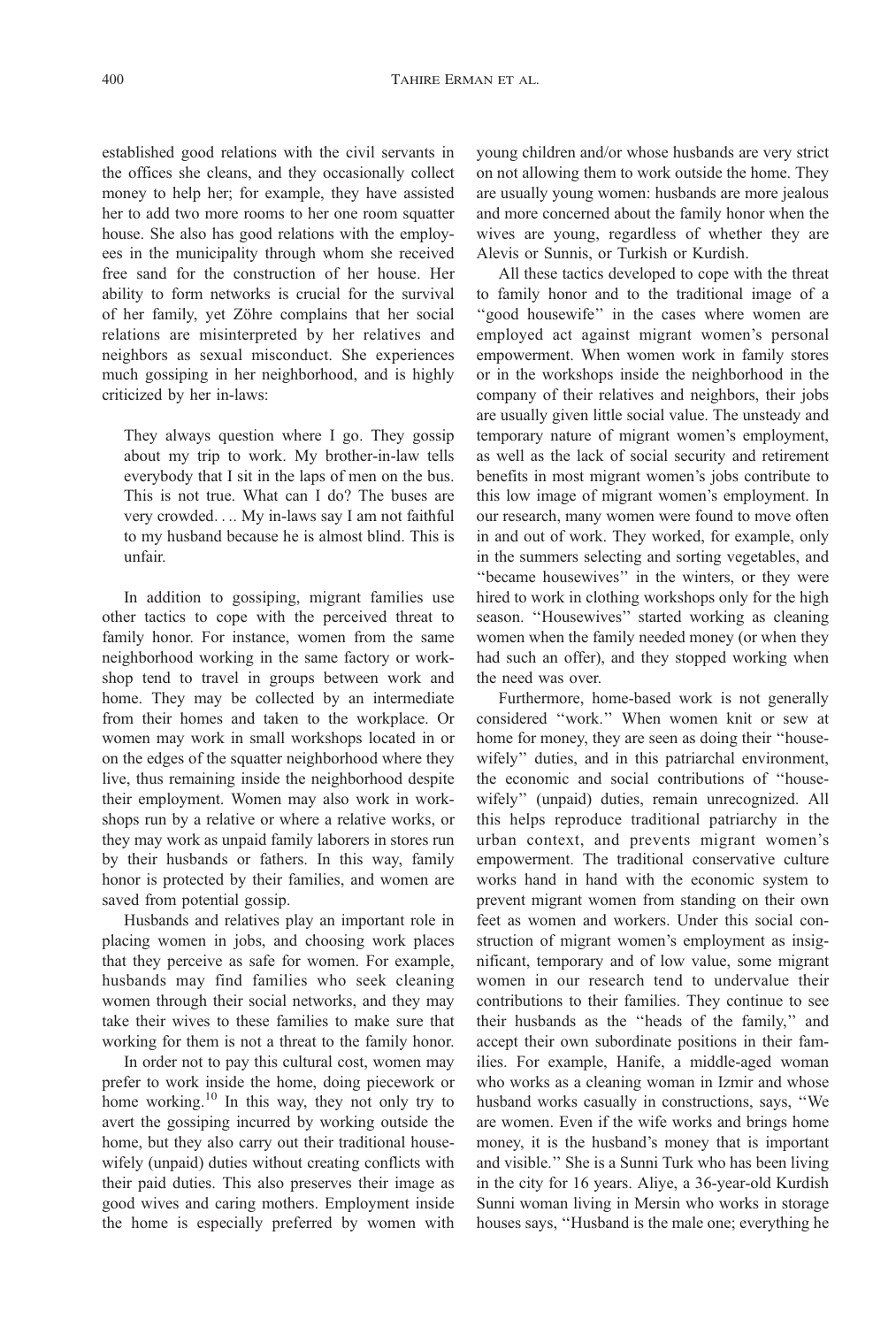established good relations with the civil servants in the offices she cleans, and they occasionally collect money to help her; for example, they have assisted her to add two more rooms to her one room squatter house. She also has good relations with the employees in the municipality through whom she received free sand for the construction of her house. Her ability to form networks is crucial for the survival of her family, yet Zöhre complains that her social relations are misinterpreted by her relatives and neighbors as sexual misconduct. She experiences much gossiping in her neighborhood, and is highly criticized by her in-laws:

> They always question where I go. They gossip about my trip to work. My brother-in-law tells everybody that I sit in the laps of men on the bus. This is not true. What can I do? The buses are very crowded. . .. My in-laws say I am not faithful to my husband because he is almost blind. This is unfair.

In addition to gossiping, migrant families use other tactics to cope with the perceived threat to family honor. For instance, women from the same neighborhood working in the same factory or workshop tend to travel in groups between work and home. They may be collected by an intermediate from their homes and taken to the workplace. Or women may work in small workshops located in or on the edges of the squatter neighborhood where they live, thus remaining inside the neighborhood despite their employment. Women may also work in workshops run by a relative or where a relative works, or they may work as unpaid family laborers in stores run by their husbands or fathers. In this way, family honor is protected by their families, and women are saved from potential gossip.

Husbands and relatives play an important role in placing women in jobs, and choosing work places that they perceive as safe for women. For example, husbands may find families who seek cleaning women through their social networks, and they may take their wives to these families to make sure that working for them is not a threat to the family honor.

In order not to pay this cultural cost, women may prefer to work inside the home, doing piecework or home working.[10] In this way, they not only try to avert the gossiping incurred by working outside the home, but they also carry out their traditional housewifely (unpaid) duties without creating conflicts with their paid duties. This also preserves their image as good wives and caring mothers. Employment inside the home is especially preferred by women with young children and/or whose husbands are very strict on not allowing them to work outside the home. They are usually young women: husbands are more jealous and more concerned about the family honor when the wives are young, regardless of whether they are Alevis or Sunnis, or Turkish or Kurdish.

All these tactics developed to cope with the threat to family honor and to the traditional image of a ''good housewife'' in the cases where women are employed act against migrant women's personal empowerment. When women work in family stores or in the workshops inside the neighborhood in the company of their relatives and neighbors, their jobs are usually given little social value. The unsteady and temporary nature of migrant women's employment, as well as the lack of social security and retirement benefits in most migrant women's jobs contribute to this low image of migrant women's employment. In our research, many women were found to move often in and out of work. They worked, for example, only in the summers selecting and sorting vegetables, and ''became housewives'' in the winters, or they were hired to work in clothing workshops only for the high season. ''Housewives'' started working as cleaning women when the family needed money (or when they had such an offer), and they stopped working when the need was over.

Furthermore, home-based work is not generally considered ''work.'' When women knit or sew at home for money, they are seen as doing their ''housewifely'' duties, and in this patriarchal environment, the economic and social contributions of ''housewifely'' (unpaid) duties, remain unrecognized. All this helps reproduce traditional patriarchy in the urban context, and prevents migrant women's empowerment. The traditional conservative culture works hand in hand with the economic system to prevent migrant women from standing on their own feet as women and workers. Under this social construction of migrant women's employment as insignificant, temporary and of low value, some migrant women in our research tend to undervalue their contributions to their families. They continue to see their husbands as the ''heads of the family,'' and accept their own subordinate positions in their families. For example, Hanife, a middle-aged woman who works as a cleaning woman in Izmir and whose husband works casually in constructions, says, ''We are women. Even if the wife works and brings home money, it is the husband's money that is important and visible.'' She is a Sunni Turk who has been living in the city for 16 years. Aliye, a 36-year-old Kurdish Sunni woman living in Mersin who works in storage houses says, ''Husband is the male one; everything he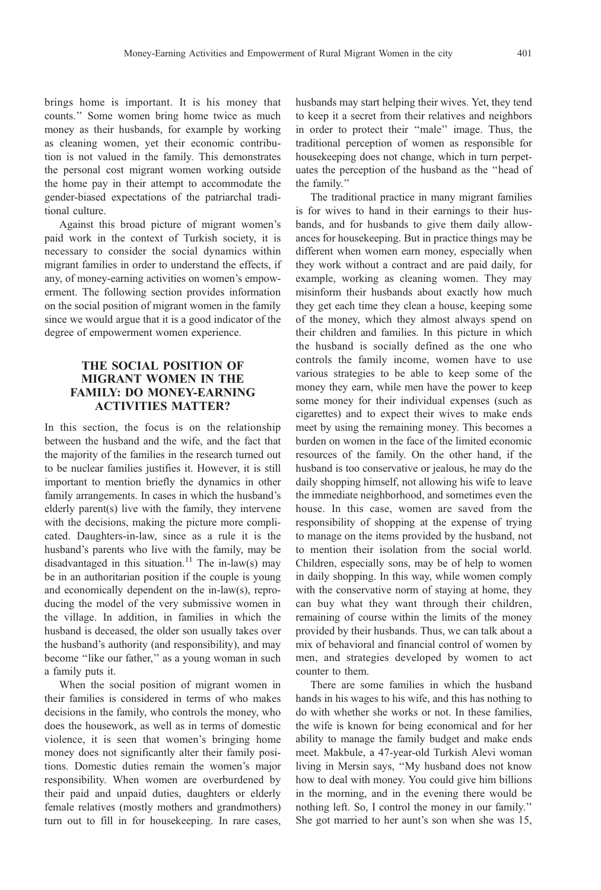brings home is important. It is his money that counts.'' Some women bring home twice as much money as their husbands, for example by working as cleaning women, yet their economic contribution is not valued in the family. This demonstrates the personal cost migrant women working outside the home pay in their attempt to accommodate the gender-biased expectations of the patriarchal traditional culture.

Against this broad picture of migrant women's paid work in the context of Turkish society, it is necessary to consider the social dynamics within migrant families in order to understand the effects, if any, of money-earning activities on women's empowerment. The following section provides information on the social position of migrant women in the family since we would argue that it is a good indicator of the degree of empowerment women experience.

## THE SOCIAL POSITION OF MIGRANT WOMEN IN THE FAMILY: DO MONEY-EARNING ACTIVITIES MATTER?

In this section, the focus is on the relationship between the husband and the wife, and the fact that the majority of the families in the research turned out to be nuclear families justifies it. However, it is still important to mention briefly the dynamics in other family arrangements. In cases in which the husband's elderly parent(s) live with the family, they intervene with the decisions, making the picture more complicated. Daughters-in-law, since as a rule it is the husband's parents who live with the family, may be disadvantaged in this situation.[11] The in-law(s) may be in an authoritarian position if the couple is young and economically dependent on the in-law(s), reproducing the model of the very submissive women in the village. In addition, in families in which the husband is deceased, the older son usually takes over the husband's authority (and responsibility), and may become ''like our father,'' as a young woman in such a family puts it.

When the social position of migrant women in their families is considered in terms of who makes decisions in the family, who controls the money, who does the housework, as well as in terms of domestic violence, it is seen that women's bringing home money does not significantly alter their family positions. Domestic duties remain the women's major responsibility. When women are overburdened by their paid and unpaid duties, daughters or elderly female relatives (mostly mothers and grandmothers) turn out to fill in for housekeeping. In rare cases, husbands may start helping their wives. Yet, they tend to keep it a secret from their relatives and neighbors in order to protect their ''male'' image. Thus, the traditional perception of women as responsible for housekeeping does not change, which in turn perpetuates the perception of the husband as the ''head of the family.''

The traditional practice in many migrant families is for wives to hand in their earnings to their husbands, and for husbands to give them daily allowances for housekeeping. But in practice things may be different when women earn money, especially when they work without a contract and are paid daily, for example, working as cleaning women. They may misinform their husbands about exactly how much they get each time they clean a house, keeping some of the money, which they almost always spend on their children and families. In this picture in which the husband is socially defined as the one who controls the family income, women have to use various strategies to be able to keep some of the money they earn, while men have the power to keep some money for their individual expenses (such as cigarettes) and to expect their wives to make ends meet by using the remaining money. This becomes a burden on women in the face of the limited economic resources of the family. On the other hand, if the husband is too conservative or jealous, he may do the daily shopping himself, not allowing his wife to leave the immediate neighborhood, and sometimes even the house. In this case, women are saved from the responsibility of shopping at the expense of trying to manage on the items provided by the husband, not to mention their isolation from the social world. Children, especially sons, may be of help to women in daily shopping. In this way, while women comply with the conservative norm of staying at home, they can buy what they want through their children, remaining of course within the limits of the money provided by their husbands. Thus, we can talk about a mix of behavioral and financial control of women by men, and strategies developed by women to act counter to them.

There are some families in which the husband hands in his wages to his wife, and this has nothing to do with whether she works or not. In these families, the wife is known for being economical and for her ability to manage the family budget and make ends meet. Makbule, a 47-year-old Turkish Alevi woman living in Mersin says, ''My husband does not know how to deal with money. You could give him billions in the morning, and in the evening there would be nothing left. So, I control the money in our family.'' She got married to her aunt's son when she was 15,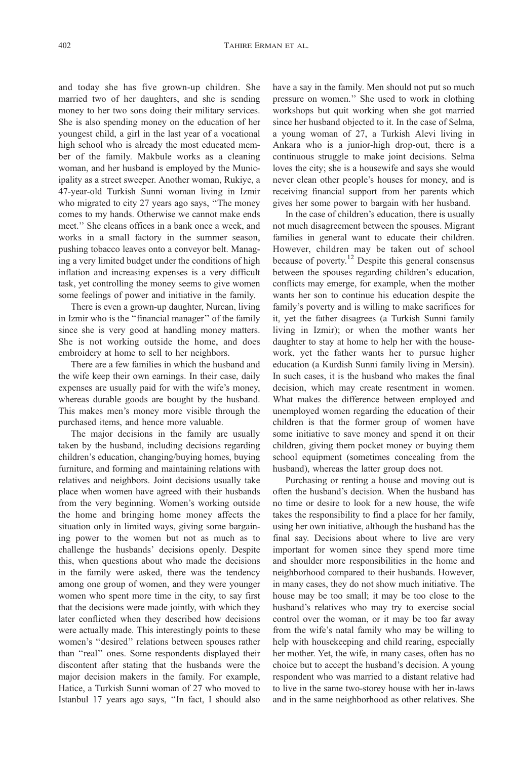and today she has five grown-up children. She married two of her daughters, and she is sending money to her two sons doing their military services. She is also spending money on the education of her youngest child, a girl in the last year of a vocational high school who is already the most educated member of the family. Makbule works as a cleaning woman, and her husband is employed by the Municipality as a street sweeper. Another woman, Rukiye, a 47-year-old Turkish Sunni woman living in Izmir who migrated to city 27 years ago says, ''The money comes to my hands. Otherwise we cannot make ends meet.'' She cleans offices in a bank once a week, and works in a small factory in the summer season, pushing tobacco leaves onto a conveyor belt. Managing a very limited budget under the conditions of high inflation and increasing expenses is a very difficult task, yet controlling the money seems to give women some feelings of power and initiative in the family.

There is even a grown-up daughter, Nurcan, living in Izmir who is the ''financial manager'' of the family since she is very good at handling money matters. She is not working outside the home, and does embroidery at home to sell to her neighbors.

There are a few families in which the husband and the wife keep their own earnings. In their case, daily expenses are usually paid for with the wife's money, whereas durable goods are bought by the husband. This makes men's money more visible through the purchased items, and hence more valuable.

The major decisions in the family are usually taken by the husband, including decisions regarding children's education, changing/buying homes, buying furniture, and forming and maintaining relations with relatives and neighbors. Joint decisions usually take place when women have agreed with their husbands from the very beginning. Women's working outside the home and bringing home money affects the situation only in limited ways, giving some bargaining power to the women but not as much as to challenge the husbands' decisions openly. Despite this, when questions about who made the decisions in the family were asked, there was the tendency among one group of women, and they were younger women who spent more time in the city, to say first that the decisions were made jointly, with which they later conflicted when they described how decisions were actually made. This interestingly points to these women's ''desired'' relations between spouses rather than ''real'' ones. Some respondents displayed their discontent after stating that the husbands were the major decision makers in the family. For example, Hatice, a Turkish Sunni woman of 27 who moved to Istanbul 17 years ago says, ''In fact, I should also have a say in the family. Men should not put so much pressure on women.'' She used to work in clothing workshops but quit working when she got married since her husband objected to it. In the case of Selma, a young woman of 27, a Turkish Alevi living in Ankara who is a junior-high drop-out, there is a continuous struggle to make joint decisions. Selma loves the city; she is a housewife and says she would never clean other people's houses for money, and is receiving financial support from her parents which gives her some power to bargain with her husband.

In the case of children's education, there is usually not much disagreement between the spouses. Migrant families in general want to educate their children. However, children may be taken out of school because of poverty.[12] Despite this general consensus between the spouses regarding children's education, conflicts may emerge, for example, when the mother wants her son to continue his education despite the family's poverty and is willing to make sacrifices for it, yet the father disagrees (a Turkish Sunni family living in Izmir); or when the mother wants her daughter to stay at home to help her with the housework, yet the father wants her to pursue higher education (a Kurdish Sunni family living in Mersin). In such cases, it is the husband who makes the final decision, which may create resentment in women. What makes the difference between employed and unemployed women regarding the education of their children is that the former group of women have some initiative to save money and spend it on their children, giving them pocket money or buying them school equipment (sometimes concealing from the husband), whereas the latter group does not.

Purchasing or renting a house and moving out is often the husband's decision. When the husband has no time or desire to look for a new house, the wife takes the responsibility to find a place for her family, using her own initiative, although the husband has the final say. Decisions about where to live are very important for women since they spend more time and shoulder more responsibilities in the home and neighborhood compared to their husbands. However, in many cases, they do not show much initiative. The house may be too small; it may be too close to the husband's relatives who may try to exercise social control over the woman, or it may be too far away from the wife's natal family who may be willing to help with housekeeping and child rearing, especially her mother. Yet, the wife, in many cases, often has no choice but to accept the husband's decision. A young respondent who was married to a distant relative had to live in the same two-storey house with her in-laws and in the same neighborhood as other relatives. She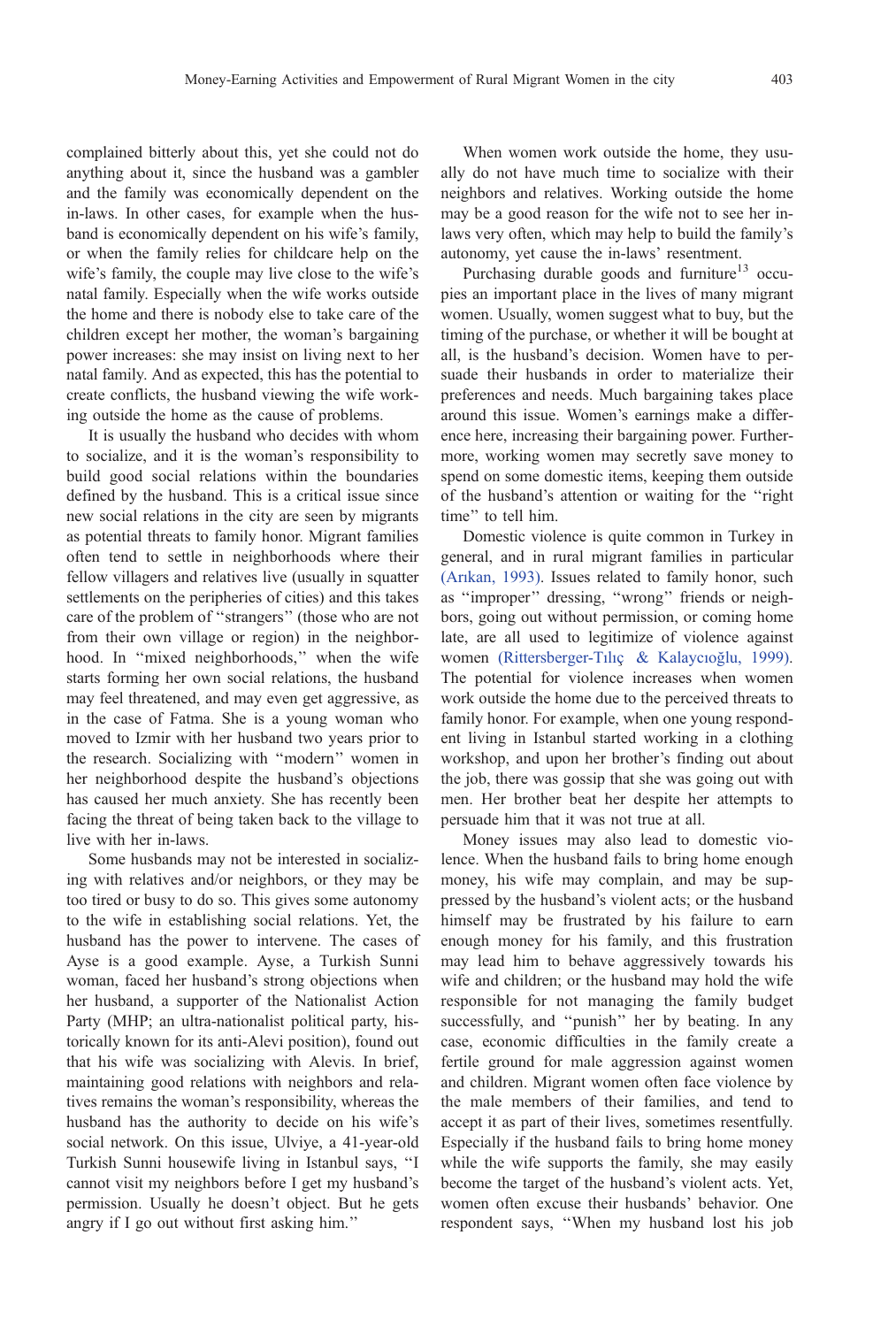complained bitterly about this, yet she could not do anything about it, since the husband was a gambler and the family was economically dependent on the in-laws. In other cases, for example when the husband is economically dependent on his wife's family, or when the family relies for childcare help on the wife's family, the couple may live close to the wife's natal family. Especially when the wife works outside the home and there is nobody else to take care of the children except her mother, the woman's bargaining power increases: she may insist on living next to her natal family. And as expected, this has the potential to create conflicts, the husband viewing the wife working outside the home as the cause of problems.

It is usually the husband who decides with whom to socialize, and it is the woman's responsibility to build good social relations within the boundaries defined by the husband. This is a critical issue since new social relations in the city are seen by migrants as potential threats to family honor. Migrant families often tend to settle in neighborhoods where their fellow villagers and relatives live (usually in squatter settlements on the peripheries of cities) and this takes care of the problem of "strangers" (those who are not from their own village or region) in the neighborhood. In "mixed neighborhoods," when the wife starts forming her own social relations, the husband may feel threatened, and may even get aggressive, as in the case of Fatma. She is a young woman who moved to Izmir with her husband two years prior to the research. Socializing with "modern" women in her neighborhood despite the husband's objections has caused her much anxiety. She has recently been facing the threat of being taken back to the village to live with her in-laws.

Some husbands may not be interested in socializing with relatives and/or neighbors, or they may be too tired or busy to do so. This gives some autonomy to the wife in establishing social relations. Yet, the husband has the power to intervene. The cases of Ayse is a good example. Ayse, a Turkish Sunni woman, faced her husband's strong objections when her husband, a supporter of the Nationalist Action Party (MHP; an ultra-nationalist political party, historically known for its anti-Alevi position), found out that his wife was socializing with Alevis. In brief, maintaining good relations with neighbors and relatives remains the woman's responsibility, whereas the husband has the authority to decide on his wife's social network. On this issue, Ulviye, a 41-year-old Turkish Sunni housewife living in Istanbul says, "I cannot visit my neighbors before I get my husband's permission. Usually he doesn't object. But he gets angry if I go out without first asking him."

When women work outside the home, they usually do not have much time to socialize with their neighbors and relatives. Working outside the home may be a good reason for the wife not to see her in-laws very often, which may help to build the family's autonomy, yet cause the in-laws' resentment.

Purchasing durable goods and furniture[13] occupies an important place in the lives of many migrant women. Usually, women suggest what to buy, but the timing of the purchase, or whether it will be bought at all, is the husband's decision. Women have to persuade their husbands in order to materialize their preferences and needs. Much bargaining takes place around this issue. Women's earnings make a difference here, increasing their bargaining power. Furthermore, working women may secretly save money to spend on some domestic items, keeping them outside of the husband's attention or waiting for the "right time" to tell him.

Domestic violence is quite common in Turkey in general, and in rural migrant families in particular (Arıkan, 1993). Issues related to family honor, such as "improper" dressing, "wrong" friends or neighbors, going out without permission, or coming home late, are all used to legitimize of violence against women (Rittersberger-Tılıç & Kalaycıoğlu, 1999). The potential for violence increases when women work outside the home due to the perceived threats to family honor. For example, when one young respondent living in Istanbul started working in a clothing workshop, and upon her brother's finding out about the job, there was gossip that she was going out with men. Her brother beat her despite her attempts to persuade him that it was not true at all.

Money issues may also lead to domestic violence. When the husband fails to bring home enough money, his wife may complain, and may be suppressed by the husband's violent acts; or the husband himself may be frustrated by his failure to earn enough money for his family, and this frustration may lead him to behave aggressively towards his wife and children; or the husband may hold the wife responsible for not managing the family budget successfully, and "punish" her by beating. In any case, economic difficulties in the family create a fertile ground for male aggression against women and children. Migrant women often face violence by the male members of their families, and tend to accept it as part of their lives, sometimes resentfully. Especially if the husband fails to bring home money while the wife supports the family, she may easily become the target of the husband's violent acts. Yet, women often excuse their husbands' behavior. One respondent says, "When my husband lost his job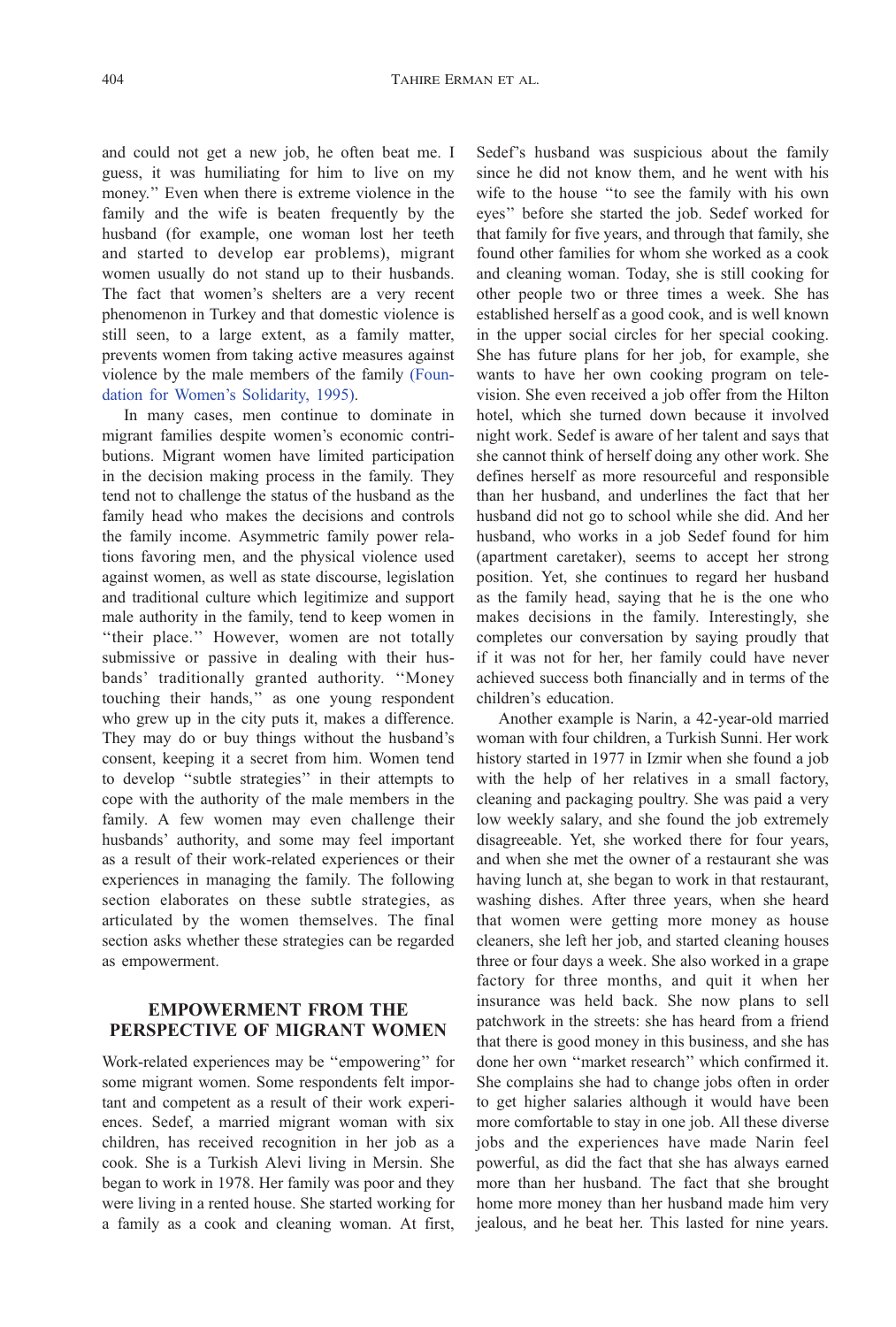and could not get a new job, he often beat me. I guess, it was humiliating for him to live on my money.'' Even when there is extreme violence in the family and the wife is beaten frequently by the husband (for example, one woman lost her teeth and started to develop ear problems), migrant women usually do not stand up to their husbands. The fact that women's shelters are a very recent phenomenon in Turkey and that domestic violence is still seen, to a large extent, as a family matter, prevents women from taking active measures against violence by the male members of the family (Foundation for Women's Solidarity, 1995).

In many cases, men continue to dominate in migrant families despite women's economic contributions. Migrant women have limited participation in the decision making process in the family. They tend not to challenge the status of the husband as the family head who makes the decisions and controls the family income. Asymmetric family power relations favoring men, and the physical violence used against women, as well as state discourse, legislation and traditional culture which legitimize and support male authority in the family, tend to keep women in ''their place.'' However, women are not totally submissive or passive in dealing with their husbands' traditionally granted authority. ''Money touching their hands,'' as one young respondent who grew up in the city puts it, makes a difference. They may do or buy things without the husband's consent, keeping it a secret from him. Women tend to develop ''subtle strategies'' in their attempts to cope with the authority of the male members in the family. A few women may even challenge their husbands' authority, and some may feel important as a result of their work-related experiences or their experiences in managing the family. The following section elaborates on these subtle strategies, as articulated by the women themselves. The final section asks whether these strategies can be regarded as empowerment.

## EMPOWERMENT FROM THE PERSPECTIVE OF MIGRANT WOMEN

Work-related experiences may be ''empowering'' for some migrant women. Some respondents felt important and competent as a result of their work experiences. Sedef, a married migrant woman with six children, has received recognition in her job as a cook. She is a Turkish Alevi living in Mersin. She began to work in 1978. Her family was poor and they were living in a rented house. She started working for a family as a cook and cleaning woman. At first, Sedef's husband was suspicious about the family since he did not know them, and he went with his wife to the house ''to see the family with his own eyes'' before she started the job. Sedef worked for that family for five years, and through that family, she found other families for whom she worked as a cook and cleaning woman. Today, she is still cooking for other people two or three times a week. She has established herself as a good cook, and is well known in the upper social circles for her special cooking. She has future plans for her job, for example, she wants to have her own cooking program on television. She even received a job offer from the Hilton hotel, which she turned down because it involved night work. Sedef is aware of her talent and says that she cannot think of herself doing any other work. She defines herself as more resourceful and responsible than her husband, and underlines the fact that her husband did not go to school while she did. And her husband, who works in a job Sedef found for him (apartment caretaker), seems to accept her strong position. Yet, she continues to regard her husband as the family head, saying that he is the one who makes decisions in the family. Interestingly, she completes our conversation by saying proudly that if it was not for her, her family could have never achieved success both financially and in terms of the children's education.

Another example is Narin, a 42-year-old married woman with four children, a Turkish Sunni. Her work history started in 1977 in Izmir when she found a job with the help of her relatives in a small factory, cleaning and packaging poultry. She was paid a very low weekly salary, and she found the job extremely disagreeable. Yet, she worked there for four years, and when she met the owner of a restaurant she was having lunch at, she began to work in that restaurant, washing dishes. After three years, when she heard that women were getting more money as house cleaners, she left her job, and started cleaning houses three or four days a week. She also worked in a grape factory for three months, and quit it when her insurance was held back. She now plans to sell patchwork in the streets: she has heard from a friend that there is good money in this business, and she has done her own ''market research'' which confirmed it. She complains she had to change jobs often in order to get higher salaries although it would have been more comfortable to stay in one job. All these diverse jobs and the experiences have made Narin feel powerful, as did the fact that she has always earned more than her husband. The fact that she brought home more money than her husband made him very jealous, and he beat her. This lasted for nine years.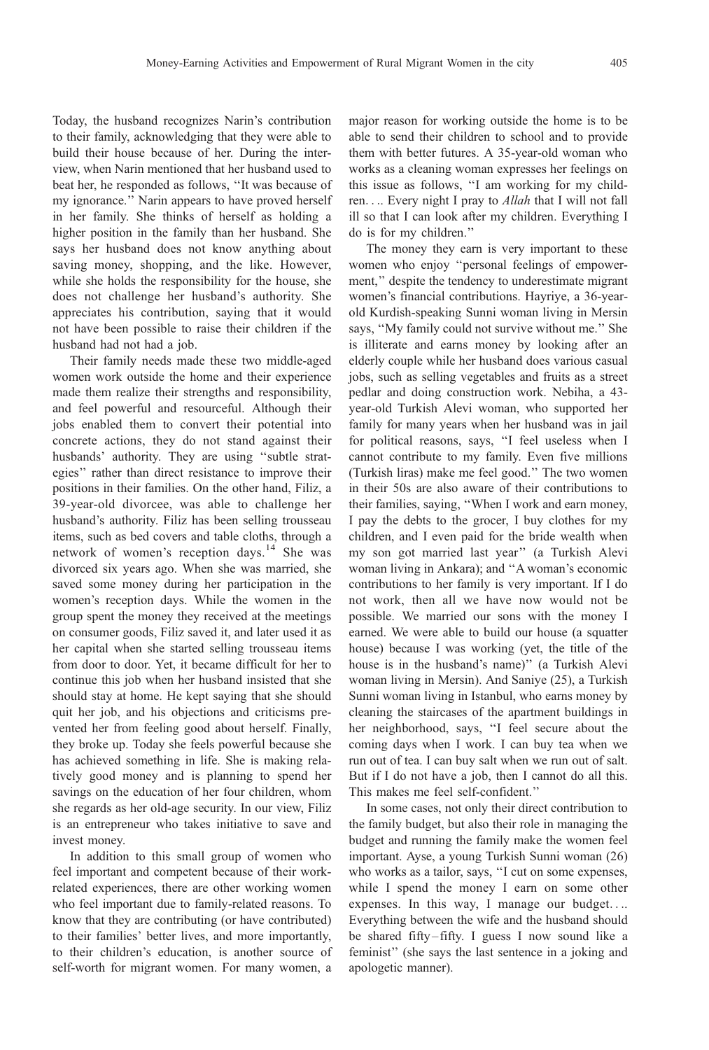Today, the husband recognizes Narin's contribution to their family, acknowledging that they were able to build their house because of her. During the interview, when Narin mentioned that her husband used to beat her, he responded as follows, ''It was because of my ignorance.'' Narin appears to have proved herself in her family. She thinks of herself as holding a higher position in the family than her husband. She says her husband does not know anything about saving money, shopping, and the like. However, while she holds the responsibility for the house, she does not challenge her husband's authority. She appreciates his contribution, saying that it would not have been possible to raise their children if the husband had not had a job.

Their family needs made these two middle-aged women work outside the home and their experience made them realize their strengths and responsibility, and feel powerful and resourceful. Although their jobs enabled them to convert their potential into concrete actions, they do not stand against their husbands' authority. They are using ''subtle strategies'' rather than direct resistance to improve their positions in their families. On the other hand, Filiz, a 39-year-old divorcee, was able to challenge her husband's authority. Filiz has been selling trousseau items, such as bed covers and table cloths, through a network of women's reception days.[14] She was divorced six years ago. When she was married, she saved some money during her participation in the women's reception days. While the women in the group spent the money they received at the meetings on consumer goods, Filiz saved it, and later used it as her capital when she started selling trousseau items from door to door. Yet, it became difficult for her to continue this job when her husband insisted that she should stay at home. He kept saying that she should quit her job, and his objections and criticisms prevented her from feeling good about herself. Finally, they broke up. Today she feels powerful because she has achieved something in life. She is making relatively good money and is planning to spend her savings on the education of her four children, whom she regards as her old-age security. In our view, Filiz is an entrepreneur who takes initiative to save and invest money.

In addition to this small group of women who feel important and competent because of their work-related experiences, there are other working women who feel important due to family-related reasons. To know that they are contributing (or have contributed) to their families' better lives, and more importantly, to their children's education, is another source of self-worth for migrant women. For many women, a major reason for working outside the home is to be able to send their children to school and to provide them with better futures. A 35-year-old woman who works as a cleaning woman expresses her feelings on this issue as follows, ''I am working for my children.... Every night I pray to *Allah* that I will not fall ill so that I can look after my children. Everything I do is for my children.''

The money they earn is very important to these women who enjoy ''personal feelings of empowerment,'' despite the tendency to underestimate migrant women's financial contributions. Hayriye, a 36-year-old Kurdish-speaking Sunni woman living in Mersin says, ''My family could not survive without me.'' She is illiterate and earns money by looking after an elderly couple while her husband does various casual jobs, such as selling vegetables and fruits as a street pedlar and doing construction work. Nebiha, a 43-year-old Turkish Alevi woman, who supported her family for many years when her husband was in jail for political reasons, says, ''I feel useless when I cannot contribute to my family. Even five millions (Turkish liras) make me feel good.'' The two women in their 50s are also aware of their contributions to their families, saying, ''When I work and earn money, I pay the debts to the grocer, I buy clothes for my children, and I even paid for the bride wealth when my son got married last year'' (a Turkish Alevi woman living in Ankara); and ''A woman's economic contributions to her family is very important. If I do not work, then all we have now would not be possible. We married our sons with the money I earned. We were able to build our house (a squatter house) because I was working (yet, the title of the house is in the husband's name)'' (a Turkish Alevi woman living in Mersin). And Saniye (25), a Turkish Sunni woman living in Istanbul, who earns money by cleaning the staircases of the apartment buildings in her neighborhood, says, ''I feel secure about the coming days when I work. I can buy tea when we run out of tea. I can buy salt when we run out of salt. But if I do not have a job, then I cannot do all this. This makes me feel self-confident.''

In some cases, not only their direct contribution to the family budget, but also their role in managing the budget and running the family make the women feel important. Ayse, a young Turkish Sunni woman (26) who works as a tailor, says, ''I cut on some expenses, while I spend the money I earn on some other expenses. In this way, I manage our budget.... Everything between the wife and the husband should be shared fifty–fifty. I guess I now sound like a feminist'' (she says the last sentence in a joking and apologetic manner).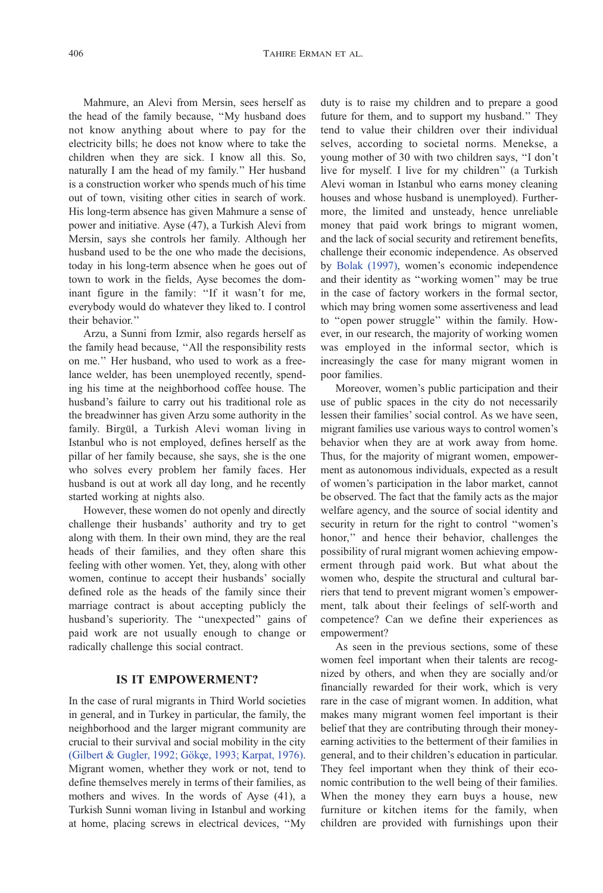Mahmure, an Alevi from Mersin, sees herself as the head of the family because, ''My husband does not know anything about where to pay for the electricity bills; he does not know where to take the children when they are sick. I know all this. So, naturally I am the head of my family.'' Her husband is a construction worker who spends much of his time out of town, visiting other cities in search of work. His long-term absence has given Mahmure a sense of power and initiative. Ayse (47), a Turkish Alevi from Mersin, says she controls her family. Although her husband used to be the one who made the decisions, today in his long-term absence when he goes out of town to work in the fields, Ayse becomes the dominant figure in the family: ''If it wasn't for me, everybody would do whatever they liked to. I control their behavior.''

Arzu, a Sunni from Izmir, also regards herself as the family head because, ''All the responsibility rests on me.'' Her husband, who used to work as a freelance welder, has been unemployed recently, spending his time at the neighborhood coffee house. The husband's failure to carry out his traditional role as the breadwinner has given Arzu some authority in the family. Birgül, a Turkish Alevi woman living in Istanbul who is not employed, defines herself as the pillar of her family because, she says, she is the one who solves every problem her family faces. Her husband is out at work all day long, and he recently started working at nights also.

However, these women do not openly and directly challenge their husbands' authority and try to get along with them. In their own mind, they are the real heads of their families, and they often share this feeling with other women. Yet, they, along with other women, continue to accept their husbands' socially defined role as the heads of the family since their marriage contract is about accepting publicly the husband's superiority. The ''unexpected'' gains of paid work are not usually enough to change or radically challenge this social contract.

## IS IT EMPOWERMENT?

In the case of rural migrants in Third World societies in general, and in Turkey in particular, the family, the neighborhood and the larger migrant community are crucial to their survival and social mobility in the city (Gilbert & Gugler, 1992; Gökçe, 1993; Karpat, 1976). Migrant women, whether they work or not, tend to define themselves merely in terms of their families, as mothers and wives. In the words of Ayse (41), a Turkish Sunni woman living in Istanbul and working at home, placing screws in electrical devices, ''My duty is to raise my children and to prepare a good future for them, and to support my husband.'' They tend to value their children over their individual selves, according to societal norms. Menekse, a young mother of 30 with two children says, ''I don't live for myself. I live for my children'' (a Turkish Alevi woman in Istanbul who earns money cleaning houses and whose husband is unemployed). Furthermore, the limited and unsteady, hence unreliable money that paid work brings to migrant women, and the lack of social security and retirement benefits, challenge their economic independence. As observed by Bolak (1997), women's economic independence and their identity as ''working women'' may be true in the case of factory workers in the formal sector, which may bring women some assertiveness and lead to ''open power struggle'' within the family. However, in our research, the majority of working women was employed in the informal sector, which is increasingly the case for many migrant women in poor families.

Moreover, women's public participation and their use of public spaces in the city do not necessarily lessen their families' social control. As we have seen, migrant families use various ways to control women's behavior when they are at work away from home. Thus, for the majority of migrant women, empowerment as autonomous individuals, expected as a result of women's participation in the labor market, cannot be observed. The fact that the family acts as the major welfare agency, and the source of social identity and security in return for the right to control ''women's honor,'' and hence their behavior, challenges the possibility of rural migrant women achieving empowerment through paid work. But what about the women who, despite the structural and cultural barriers that tend to prevent migrant women's empowerment, talk about their feelings of self-worth and competence? Can we define their experiences as empowerment?

As seen in the previous sections, some of these women feel important when their talents are recognized by others, and when they are socially and/or financially rewarded for their work, which is very rare in the case of migrant women. In addition, what makes many migrant women feel important is their belief that they are contributing through their money-earning activities to the betterment of their families in general, and to their children's education in particular. They feel important when they think of their economic contribution to the well being of their families. When the money they earn buys a house, new furniture or kitchen items for the family, when children are provided with furnishings upon their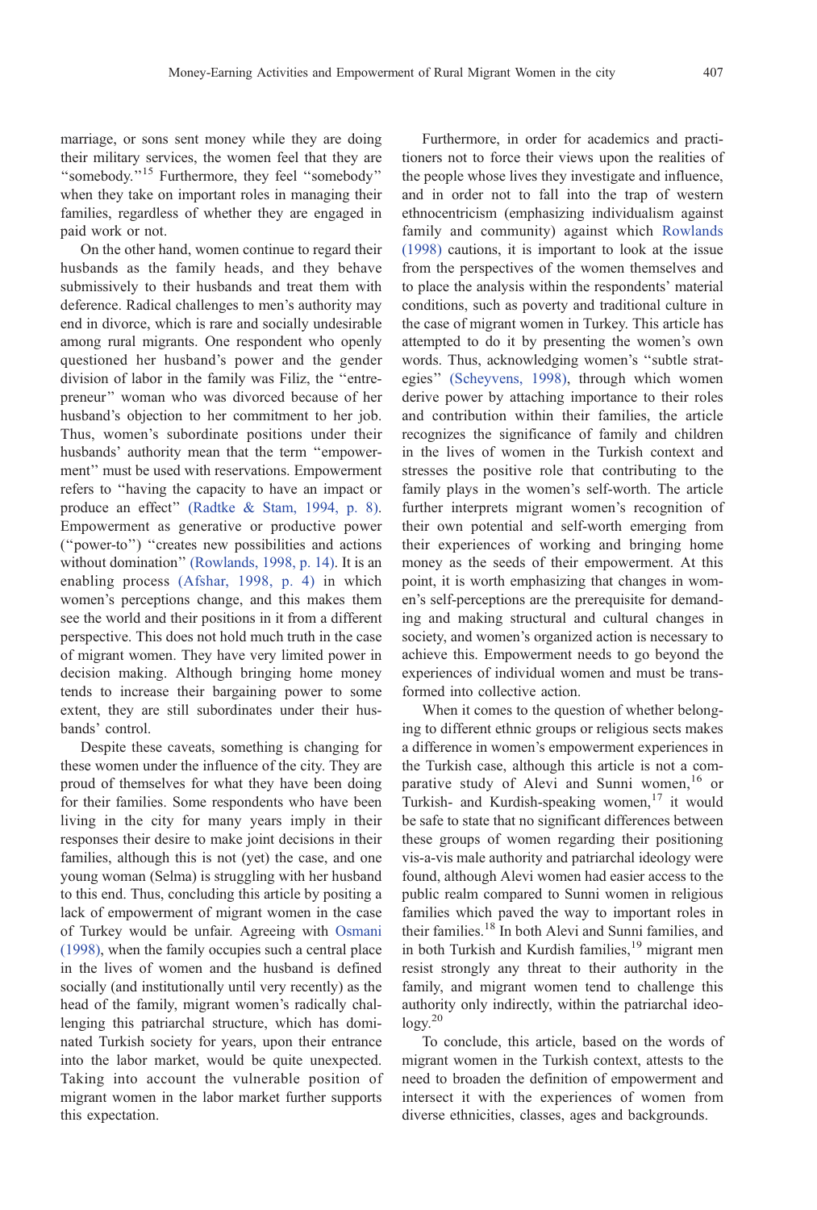marriage, or sons sent money while they are doing their military services, the women feel that they are "somebody."[15] Furthermore, they feel "somebody" when they take on important roles in managing their families, regardless of whether they are engaged in paid work or not.

On the other hand, women continue to regard their husbands as the family heads, and they behave submissively to their husbands and treat them with deference. Radical challenges to men's authority may end in divorce, which is rare and socially undesirable among rural migrants. One respondent who openly questioned her husband's power and the gender division of labor in the family was Filiz, the "entrepreneur" woman who was divorced because of her husband's objection to her commitment to her job. Thus, women's subordinate positions under their husbands' authority mean that the term "empowerment" must be used with reservations. Empowerment refers to "having the capacity to have an impact or produce an effect" (Radtke & Stam, 1994, p. 8). Empowerment as generative or productive power ("power-to") "creates new possibilities and actions without domination" (Rowlands, 1998, p. 14). It is an enabling process (Afshar, 1998, p. 4) in which women's perceptions change, and this makes them see the world and their positions in it from a different perspective. This does not hold much truth in the case of migrant women. They have very limited power in decision making. Although bringing home money tends to increase their bargaining power to some extent, they are still subordinates under their husbands' control.

Despite these caveats, something is changing for these women under the influence of the city. They are proud of themselves for what they have been doing for their families. Some respondents who have been living in the city for many years imply in their responses their desire to make joint decisions in their families, although this is not (yet) the case, and one young woman (Selma) is struggling with her husband to this end. Thus, concluding this article by positing a lack of empowerment of migrant women in the case of Turkey would be unfair. Agreeing with Osmani (1998), when the family occupies such a central place in the lives of women and the husband is defined socially (and institutionally until very recently) as the head of the family, migrant women's radically challenging this patriarchal structure, which has dominated Turkish society for years, upon their entrance into the labor market, would be quite unexpected. Taking into account the vulnerable position of migrant women in the labor market further supports this expectation.

Furthermore, in order for academics and practitioners not to force their views upon the realities of the people whose lives they investigate and influence, and in order not to fall into the trap of western ethnocentricism (emphasizing individualism against family and community) against which Rowlands (1998) cautions, it is important to look at the issue from the perspectives of the women themselves and to place the analysis within the respondents' material conditions, such as poverty and traditional culture in the case of migrant women in Turkey. This article has attempted to do it by presenting the women's own words. Thus, acknowledging women's "subtle strategies" (Scheyvens, 1998), through which women derive power by attaching importance to their roles and contribution within their families, the article recognizes the significance of family and children in the lives of women in the Turkish context and stresses the positive role that contributing to the family plays in the women's self-worth. The article further interprets migrant women's recognition of their own potential and self-worth emerging from their experiences of working and bringing home money as the seeds of their empowerment. At this point, it is worth emphasizing that changes in women's self-perceptions are the prerequisite for demanding and making structural and cultural changes in society, and women's organized action is necessary to achieve this. Empowerment needs to go beyond the experiences of individual women and must be transformed into collective action.

When it comes to the question of whether belonging to different ethnic groups or religious sects makes a difference in women's empowerment experiences in the Turkish case, although this article is not a comparative study of Alevi and Sunni women,[16] or Turkish- and Kurdish-speaking women,[17] it would be safe to state that no significant differences between these groups of women regarding their positioning vis-a-vis male authority and patriarchal ideology were found, although Alevi women had easier access to the public realm compared to Sunni women in religious families which paved the way to important roles in their families.[18] In both Alevi and Sunni families, and in both Turkish and Kurdish families,[19] migrant men resist strongly any threat to their authority in the family, and migrant women tend to challenge this authority only indirectly, within the patriarchal ideology.[20]

To conclude, this article, based on the words of migrant women in the Turkish context, attests to the need to broaden the definition of empowerment and intersect it with the experiences of women from diverse ethnicities, classes, ages and backgrounds.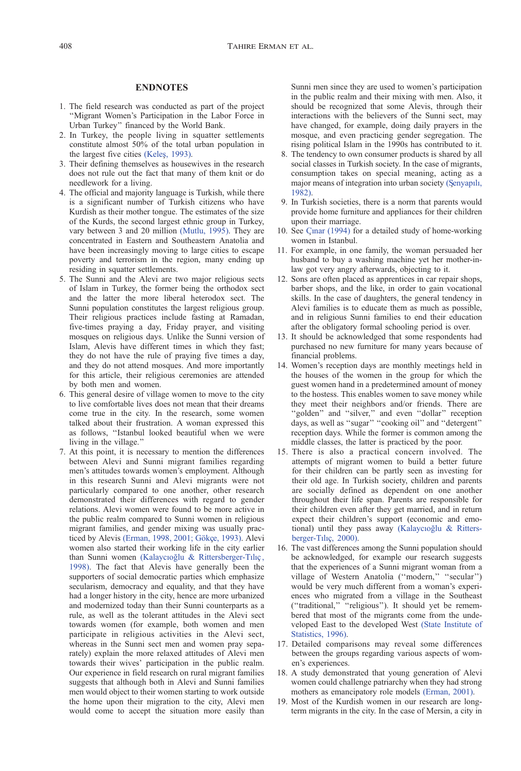## ENDNOTES

1. The field research was conducted as part of the project "Migrant Women's Participation in the Labor Force in Urban Turkey" financed by the World Bank.
2. In Turkey, the people living in squatter settlements constitute almost 50% of the total urban population in the largest five cities (Keleş, 1993).
3. Their defining themselves as housewives in the research does not rule out the fact that many of them knit or do needlework for a living.
4. The official and majority language is Turkish, while there is a significant number of Turkish citizens who have Kurdish as their mother tongue. The estimates of the size of the Kurds, the second largest ethnic group in Turkey, vary between 3 and 20 million (Mutlu, 1995). They are concentrated in Eastern and Southeastern Anatolia and have been increasingly moving to large cities to escape poverty and terrorism in the region, many ending up residing in squatter settlements.
5. The Sunni and the Alevi are two major religious sects of Islam in Turkey, the former being the orthodox sect and the latter the more liberal heterodox sect. The Sunni population constitutes the largest religious group. Their religious practices include fasting at Ramadan, five-times praying a day, Friday prayer, and visiting mosques on religious days. Unlike the Sunni version of Islam, Alevis have different times in which they fast; they do not have the rule of praying five times a day, and they do not attend mosques. And more importantly for this article, their religious ceremonies are attended by both men and women.
6. This general desire of village women to move to the city to live comfortable lives does not mean that their dreams come true in the city. In the research, some women talked about their frustration. A woman expressed this as follows, "Istanbul looked beautiful when we were living in the village."
7. At this point, it is necessary to mention the differences between Alevi and Sunni migrant families regarding men's attitudes towards women's employment. Although in this research Sunni and Alevi migrants were not particularly compared to one another, other research demonstrated their differences with regard to gender relations. Alevi women were found to be more active in the public realm compared to Sunni women in religious migrant families, and gender mixing was usually practiced by Alevis (Erman, 1998, 2001; Gökçe, 1993). Alevi women also started their working life in the city earlier than Sunni women (Kalaycıoğlu & Rittersberger-Tılıç, 1998). The fact that Alevis have generally been the supporters of social democratic parties which emphasize secularism, democracy and equality, and that they have had a longer history in the city, hence are more urbanized and modernized today than their Sunni counterparts as a rule, as well as the tolerant attitudes in the Alevi sect towards women (for example, both women and men participate in religious activities in the Alevi sect, whereas in the Sunni sect men and women pray separately) explain the more relaxed attitudes of Alevi men towards their wives' participation in the public realm. Our experience in field research on rural migrant families suggests that although both in Alevi and Sunni families men would object to their women starting to work outside the home upon their migration to the city, Alevi men would come to accept the situation more easily than Sunni men since they are used to women's participation in the public realm and their mixing with men. Also, it should be recognized that some Alevis, through their interactions with the believers of the Sunni sect, may have changed, for example, doing daily prayers in the mosque, and even practicing gender segregation. The rising political Islam in the 1990s has contributed to it.
8. The tendency to own consumer products is shared by all social classes in Turkish society. In the case of migrants, consumption takes on special meaning, acting as a major means of integration into urban society (Şenyapılı, 1982).
9. In Turkish societies, there is a norm that parents would provide home furniture and appliances for their children upon their marriage.
10. See Çınar (1994) for a detailed study of home-working women in Istanbul.
11. For example, in one family, the woman persuaded her husband to buy a washing machine yet her mother-in-law got very angry afterwards, objecting to it.
12. Sons are often placed as apprentices in car repair shops, barber shops, and the like, in order to gain vocational skills. In the case of daughters, the general tendency in Alevi families is to educate them as much as possible, and in religious Sunni families to end their education after the obligatory formal schooling period is over.
13. It should be acknowledged that some respondents had purchased no new furniture for many years because of financial problems.
14. Women's reception days are monthly meetings held in the houses of the women in the group for which the guest women hand in a predetermined amount of money to the hostess. This enables women to save money while they meet their neighbors and/or friends. There are "golden" and "silver," and even "dollar" reception days, as well as "sugar" "cooking oil" and "detergent" reception days. While the former is common among the middle classes, the latter is practiced by the poor.
15. There is also a practical concern involved. The attempts of migrant women to build a better future for their children can be partly seen as investing for their old age. In Turkish society, children and parents are socially defined as dependent on one another throughout their life span. Parents are responsible for their children even after they get married, and in return expect their children's support (economic and emotional) until they pass away (Kalaycıoğlu & Rittersberger-Tılıç, 2000).
16. The vast differences among the Sunni population should be acknowledged, for example our research suggests that the experiences of a Sunni migrant woman from a village of Western Anatolia ("modern," "secular") would be very much different from a woman's experiences who migrated from a village in the Southeast ("traditional," "religious"). It should yet be remembered that most of the migrants come from the undeveloped East to the developed West (State Institute of Statistics, 1996).
17. Detailed comparisons may reveal some differences between the groups regarding various aspects of women's experiences.
18. A study demonstrated that young generation of Alevi women could challenge patriarchy when they had strong mothers as emancipatory role models (Erman, 2001).
19. Most of the Kurdish women in our research are long-term migrants in the city. In the case of Mersin, a city in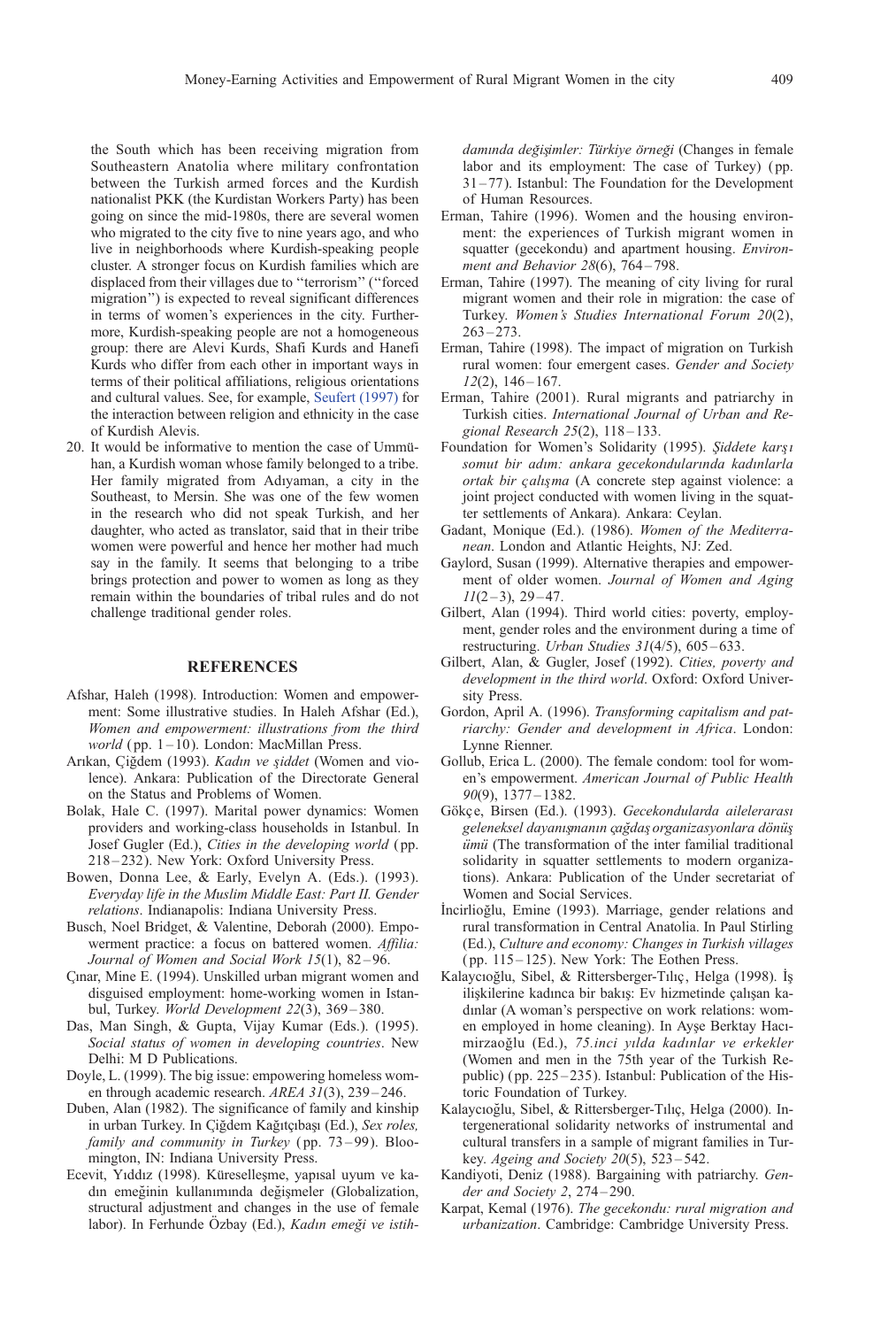the South which has been receiving migration from Southeastern Anatolia where military confrontation between the Turkish armed forces and the Kurdish nationalist PKK (the Kurdistan Workers Party) has been going on since the mid-1980s, there are several women who migrated to the city five to nine years ago, and who live in neighborhoods where Kurdish-speaking people cluster. A stronger focus on Kurdish families which are displaced from their villages due to ''terrorism'' (''forced migration'') is expected to reveal significant differences in terms of women's experiences in the city. Furthermore, Kurdish-speaking people are not a homogeneous group: there are Alevi Kurds, Shafi Kurds and Hanefi Kurds who differ from each other in important ways in terms of their political affiliations, religious orientations and cultural values. See, for example, Seufert (1997) for the interaction between religion and ethnicity in the case of Kurdish Alevis.

20. It would be informative to mention the case of Ummühan, a Kurdish woman whose family belonged to a tribe. Her family migrated from Adıyaman, a city in the Southeast, to Mersin. She was one of the few women in the research who did not speak Turkish, and her daughter, who acted as translator, said that in their tribe women were powerful and hence her mother had much say in the family. It seems that belonging to a tribe brings protection and power to women as long as they remain within the boundaries of tribal rules and do not challenge traditional gender roles.

## REFERENCES

Afshar, Haleh (1998). Introduction: Women and empowerment: Some illustrative studies. In Haleh Afshar (Ed.), *Women and empowerment: illustrations from the third world* (pp. 1–10). London: MacMillan Press.

Arıkan, Çiğdem (1993). *Kadın ve şiddet* (Women and violence). Ankara: Publication of the Directorate General on the Status and Problems of Women.

Bolak, Hale C. (1997). Marital power dynamics: Women providers and working-class households in Istanbul. In Josef Gugler (Ed.), *Cities in the developing world* (pp. 218–232). New York: Oxford University Press.

Bowen, Donna Lee, & Early, Evelyn A. (Eds.). (1993). *Everyday life in the Muslim Middle East: Part II. Gender relations*. Indianapolis: Indiana University Press.

Busch, Noel Bridget, & Valentine, Deborah (2000). Empowerment practice: a focus on battered women. *Affilia: Journal of Women and Social Work 15*(1), 82–96.

Çınar, Mine E. (1994). Unskilled urban migrant women and disguised employment: home-working women in Istanbul, Turkey. *World Development 22*(3), 369–380.

Das, Man Singh, & Gupta, Vijay Kumar (Eds.). (1995). *Social status of women in developing countries*. New Delhi: M D Publications.

Doyle, L. (1999). The big issue: empowering homeless women through academic research. *AREA 31*(3), 239–246.

Duben, Alan (1982). The significance of family and kinship in urban Turkey. In Çiğdem Kağıtçıbaşı (Ed.), *Sex roles, family and community in Turkey* (pp. 73–99). Bloomington, IN: Indiana University Press.

Ecevit, Yıddız (1998). Küreselleşme, yapısal uyum ve kadın emeğinin kullanımında değişmeler (Globalization, structural adjustment and changes in the use of female labor). In Ferhunde Özbay (Ed.), *Kadın emeği ve istihdamında değişimler: Türkiye örneği* (Changes in female labor and its employment: The case of Turkey) (pp. 31–77). Istanbul: The Foundation for the Development of Human Resources.

Erman, Tahire (1996). Women and the housing environment: the experiences of Turkish migrant women in squatter (gecekondu) and apartment housing. *Environment and Behavior 28*(6), 764–798.

Erman, Tahire (1997). The meaning of city living for rural migrant women and their role in migration: the case of Turkey. *Women's Studies International Forum 20*(2), 263–273.

Erman, Tahire (1998). The impact of migration on Turkish rural women: four emergent cases. *Gender and Society 12*(2), 146–167.

Erman, Tahire (2001). Rural migrants and patriarchy in Turkish cities. *International Journal of Urban and Regional Research 25*(2), 118–133.

Foundation for Women's Solidarity (1995). *Şiddete karşı somut bir adım: ankara gecekondularında kadınlarla ortak bir çalışma* (A concrete step against violence: a joint project conducted with women living in the squatter settlements of Ankara). Ankara: Ceylan.

Gadant, Monique (Ed.). (1986). *Women of the Mediterranean*. London and Atlantic Heights, NJ: Zed.

Gaylord, Susan (1999). Alternative therapies and empowerment of older women. *Journal of Women and Aging 11*(2–3), 29–47.

Gilbert, Alan (1994). Third world cities: poverty, employment, gender roles and the environment during a time of restructuring. *Urban Studies 31*(4/5), 605–633.

Gilbert, Alan, & Gugler, Josef (1992). *Cities, poverty and development in the third world*. Oxford: Oxford University Press.

Gordon, April A. (1996). *Transforming capitalism and patriarchy: Gender and development in Africa*. London: Lynne Rienner.

Gollub, Erica L. (2000). The female condom: tool for women's empowerment. *American Journal of Public Health 90*(9), 1377–1382.

Gökçe, Birsen (Ed.). (1993). *Gecekondularda ailelerarası geleneksel dayanışmanın çağdaş organizasyonlara dönüşümü* (The transformation of the inter familial traditional solidarity in squatter settlements to modern organizations). Ankara: Publication of the Under secretariat of Women and Social Services.

İncirlioğlu, Emine (1993). Marriage, gender relations and rural transformation in Central Anatolia. In Paul Stirling (Ed.), *Culture and economy: Changes in Turkish villages* (pp. 115–125). New York: The Eothen Press.

Kalaycıoğlu, Sibel, & Rittersberger-Tılıç, Helga (1998). İş ilişkilerine kadınca bir bakış: Ev hizmetinde çalışan kadınlar (A woman's perspective on work relations: women employed in home cleaning). In Ayşe Berktay Hacımirzaoğlu (Ed.), *75.inci yılda kadınlar ve erkekler* (Women and men in the 75th year of the Turkish Republic) (pp. 225–235). Istanbul: Publication of the Historic Foundation of Turkey.

Kalaycıoğlu, Sibel, & Rittersberger-Tılıç, Helga (2000). Intergenerational solidarity networks of instrumental and cultural transfers in a sample of migrant families in Turkey. *Ageing and Society 20*(5), 523–542.

Kandiyoti, Deniz (1988). Bargaining with patriarchy. *Gender and Society 2*, 274–290.

Karpat, Kemal (1976). *The gecekondu: rural migration and urbanization*. Cambridge: Cambridge University Press.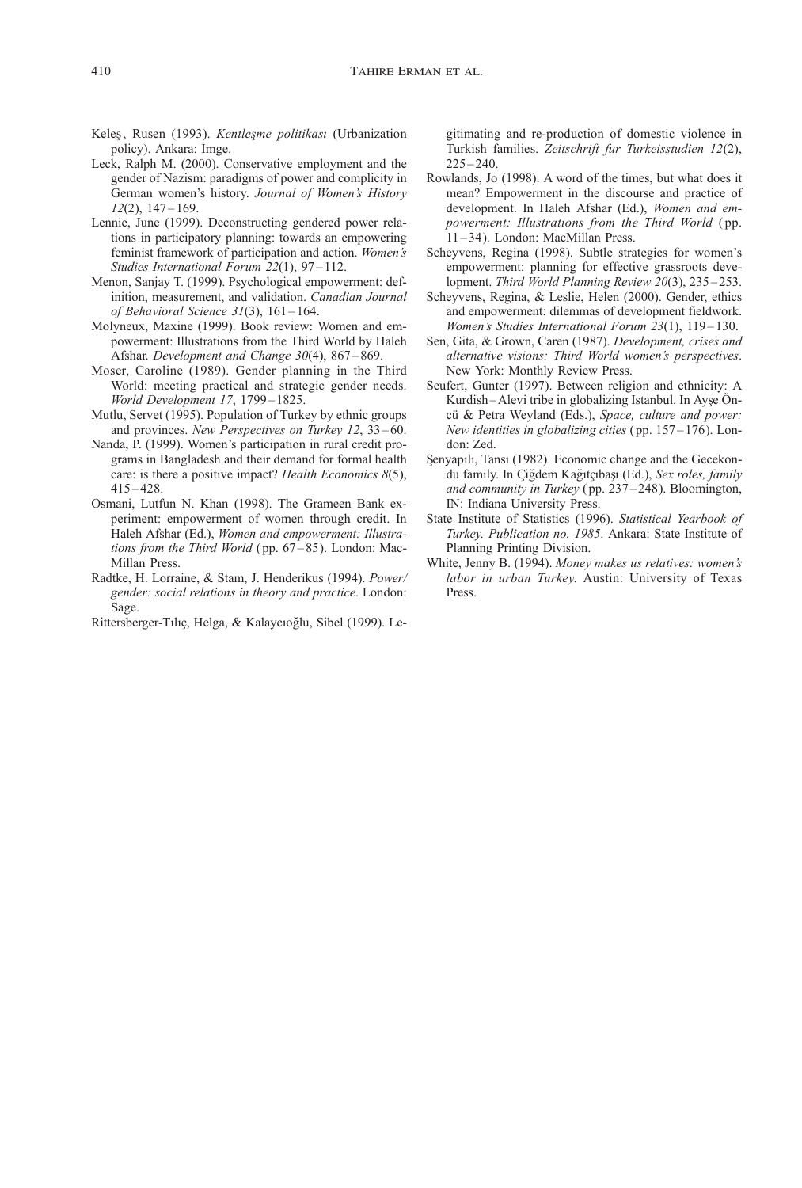Keleş, Rusen (1993). *Kentleşme politikası* (Urbanization policy). Ankara: Imge.

Leck, Ralph M. (2000). Conservative employment and the gender of Nazism: paradigms of power and complicity in German women's history. *Journal of Women's History 12*(2), 147–169.

Lennie, June (1999). Deconstructing gendered power relations in participatory planning: towards an empowering feminist framework of participation and action. *Women's Studies International Forum 22*(1), 97–112.

Menon, Sanjay T. (1999). Psychological empowerment: definition, measurement, and validation. *Canadian Journal of Behavioral Science 31*(3), 161–164.

Molyneux, Maxine (1999). Book review: Women and empowerment: Illustrations from the Third World by Haleh Afshar. *Development and Change 30*(4), 867–869.

Moser, Caroline (1989). Gender planning in the Third World: meeting practical and strategic gender needs. *World Development 17*, 1799–1825.

Mutlu, Servet (1995). Population of Turkey by ethnic groups and provinces. *New Perspectives on Turkey 12*, 33–60.

Nanda, P. (1999). Women's participation in rural credit programs in Bangladesh and their demand for formal health care: is there a positive impact? *Health Economics 8*(5), 415–428.

Osmani, Lutfun N. Khan (1998). The Grameen Bank experiment: empowerment of women through credit. In Haleh Afshar (Ed.), *Women and empowerment: Illustrations from the Third World* (pp. 67–85). London: MacMillan Press.

Radtke, H. Lorraine, & Stam, J. Henderikus (1994). *Power/gender: social relations in theory and practice*. London: Sage.

Rittersberger-Tılıç, Helga, & Kalaycıoğlu, Sibel (1999). Legitimating and re-production of domestic violence in Turkish families. *Zeitschrift fur Turkeisstudien 12*(2), 225–240.

Rowlands, Jo (1998). A word of the times, but what does it mean? Empowerment in the discourse and practice of development. In Haleh Afshar (Ed.), *Women and empowerment: Illustrations from the Third World* (pp. 11–34). London: MacMillan Press.

Scheyvens, Regina (1998). Subtle strategies for women's empowerment: planning for effective grassroots development. *Third World Planning Review 20*(3), 235–253.

Scheyvens, Regina, & Leslie, Helen (2000). Gender, ethics and empowerment: dilemmas of development fieldwork. *Women's Studies International Forum 23*(1), 119–130.

Sen, Gita, & Grown, Caren (1987). *Development, crises and alternative visions: Third World women's perspectives*. New York: Monthly Review Press.

Seufert, Gunter (1997). Between religion and ethnicity: A Kurdish–Alevi tribe in globalizing Istanbul. In Ayşe Öncü & Petra Weyland (Eds.), *Space, culture and power: New identities in globalizing cities* (pp. 157–176). London: Zed.

Şenyapılı, Tansı (1982). Economic change and the Gecekondu family. In Çiğdem Kağıtçıbaşı (Ed.), *Sex roles, family and community in Turkey* (pp. 237–248). Bloomington, IN: Indiana University Press.

State Institute of Statistics (1996). *Statistical Yearbook of Turkey. Publication no. 1985*. Ankara: State Institute of Planning Printing Division.

White, Jenny B. (1994). *Money makes us relatives: women's labor in urban Turkey*. Austin: University of Texas Press.